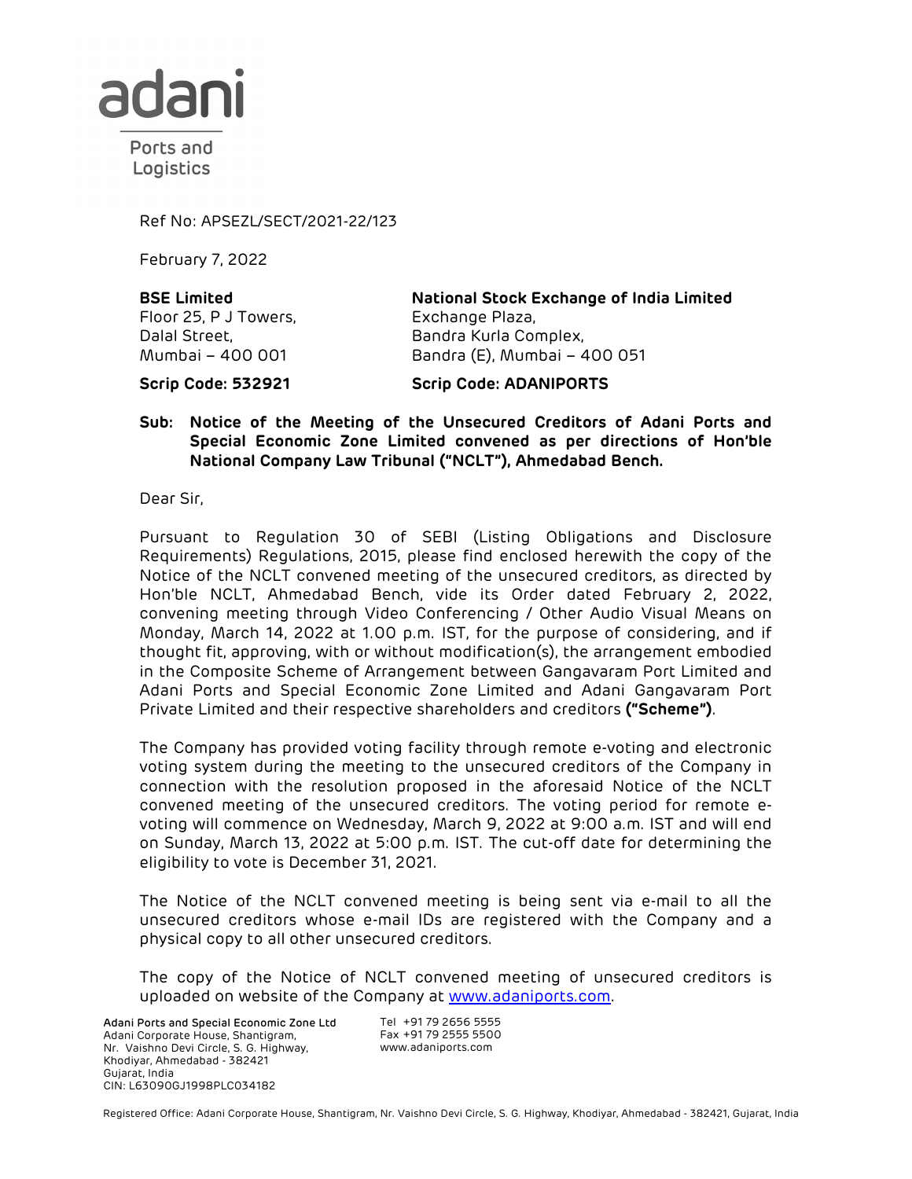adani

Ports and Logistics

Ref No: APSEZL/SECT/2021-22/123

February 7, 2022

| **BSE Limited** | **National Stock Exchange of India Limited** |
|---|---|
| Floor 25, P J Towers, | Exchange Plaza, |
| Dalal Street, | Bandra Kurla Complex, |
| Mumbai – 400 001 | Bandra (E), Mumbai – 400 051 |
| **Scrip Code: 532921** | **Scrip Code: ADANIPORTS** |

**Sub: Notice of the Meeting of the Unsecured Creditors of Adani Ports and Special Economic Zone Limited convened as per directions of Hon'ble National Company Law Tribunal ("NCLT"), Ahmedabad Bench.**

Dear Sir,

Pursuant to Regulation 30 of SEBI (Listing Obligations and Disclosure Requirements) Regulations, 2015, please find enclosed herewith the copy of the Notice of the NCLT convened meeting of the unsecured creditors, as directed by Hon'ble NCLT, Ahmedabad Bench, vide its Order dated February 2, 2022, convening meeting through Video Conferencing / Other Audio Visual Means on Monday, March 14, 2022 at 1.00 p.m. IST, for the purpose of considering, and if thought fit, approving, with or without modification(s), the arrangement embodied in the Composite Scheme of Arrangement between Gangavaram Port Limited and Adani Ports and Special Economic Zone Limited and Adani Gangavaram Port Private Limited and their respective shareholders and creditors **("Scheme")**.

The Company has provided voting facility through remote e-voting and electronic voting system during the meeting to the unsecured creditors of the Company in connection with the resolution proposed in the aforesaid Notice of the NCLT convened meeting of the unsecured creditors. The voting period for remote e-voting will commence on Wednesday, March 9, 2022 at 9:00 a.m. IST and will end on Sunday, March 13, 2022 at 5:00 p.m. IST. The cut-off date for determining the eligibility to vote is December 31, 2021.

The Notice of the NCLT convened meeting is being sent via e-mail to all the unsecured creditors whose e-mail IDs are registered with the Company and a physical copy to all other unsecured creditors.

The copy of the Notice of NCLT convened meeting of unsecured creditors is uploaded on website of the Company at www.adaniports.com.

**Adani Ports and Special Economic Zone Ltd**
Adani Corporate House, Shantigram,
Nr. Vaishno Devi Circle, S. G. Highway,
Khodiyar, Ahmedabad - 382421
Gujarat, India
CIN: L63090GJ1998PLC034182

Tel +91 79 2656 5555
Fax +91 79 2555 5500
www.adaniports.com

Registered Office: Adani Corporate House, Shantigram, Nr. Vaishno Devi Circle, S. G. Highway, Khodiyar, Ahmedabad - 382421, Gujarat, India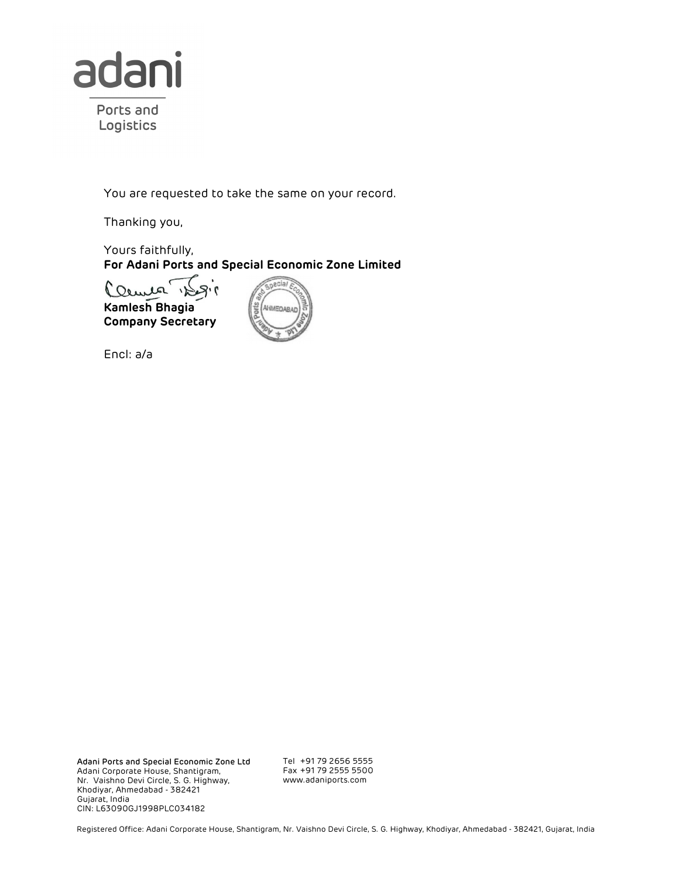You are requested to take the same on your record.

Thanking you,

Yours faithfully,
**For Adani Ports and Special Economic Zone Limited**

**Kamlesh Bhagia**
**Company Secretary**

Encl: a/a

**Adani Ports and Special Economic Zone Ltd**
Adani Corporate House, Shantigram,
Nr. Vaishno Devi Circle, S. G. Highway,
Khodiyar, Ahmedabad - 382421
Gujarat, India
CIN: L63090GJ1998PLC034182

Tel +91 79 2656 5555
Fax +91 79 2555 5500
www.adaniports.com

Registered Office: Adani Corporate House, Shantigram, Nr. Vaishno Devi Circle, S. G. Highway, Khodiyar, Ahmedabad - 382421, Gujarat, India